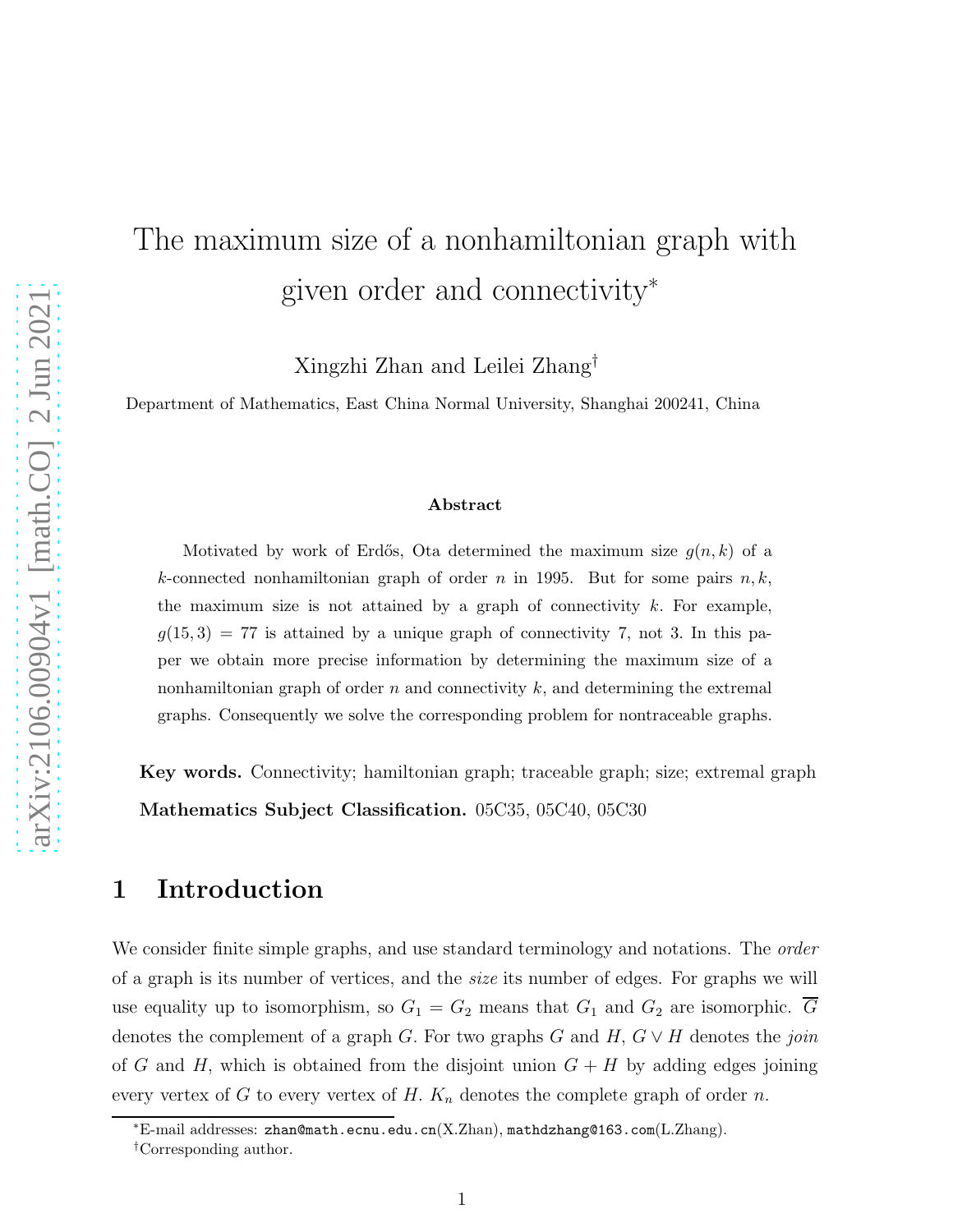# The maximum size of a nonhamiltonian graph with given order and connectivity*

Xingzhi Zhan and Leilei Zhang[†]

Department of Mathematics, East China Normal University, Shanghai 200241, China

**Abstract**

Motivated by work of Erdős, Ota determined the maximum size $g(n, k)$ of a $k$-connected nonhamiltonian graph of order $n$ in 1995. But for some pairs $n, k$, the maximum size is not attained by a graph of connectivity $k$. For example, $g(15, 3) = 77$ is attained by a unique graph of connectivity 7, not 3. In this paper we obtain more precise information by determining the maximum size of a nonhamiltonian graph of order $n$ and connectivity $k$, and determining the extremal graphs. Consequently we solve the corresponding problem for nontraceable graphs.

**Key words.** Connectivity; hamiltonian graph; traceable graph; size; extremal graph

**Mathematics Subject Classification.** 05C35, 05C40, 05C30

## 1 Introduction

We consider finite simple graphs, and use standard terminology and notations. The *order* of a graph is its number of vertices, and the *size* its number of edges. For graphs we will use equality up to isomorphism, so $G_1 = G_2$ means that $G_1$ and $G_2$ are isomorphic. $\overline{G}$ denotes the complement of a graph $G$. For two graphs $G$ and $H$, $G \vee H$ denotes the *join* of $G$ and $H$, which is obtained from the disjoint union $G + H$ by adding edges joining every vertex of $G$ to every vertex of $H$. $K_n$ denotes the complete graph of order $n$.

*E-mail addresses: zhan@math.ecnu.edu.cn(X.Zhan), mathdzhang@163.com(L.Zhang).

†Corresponding author.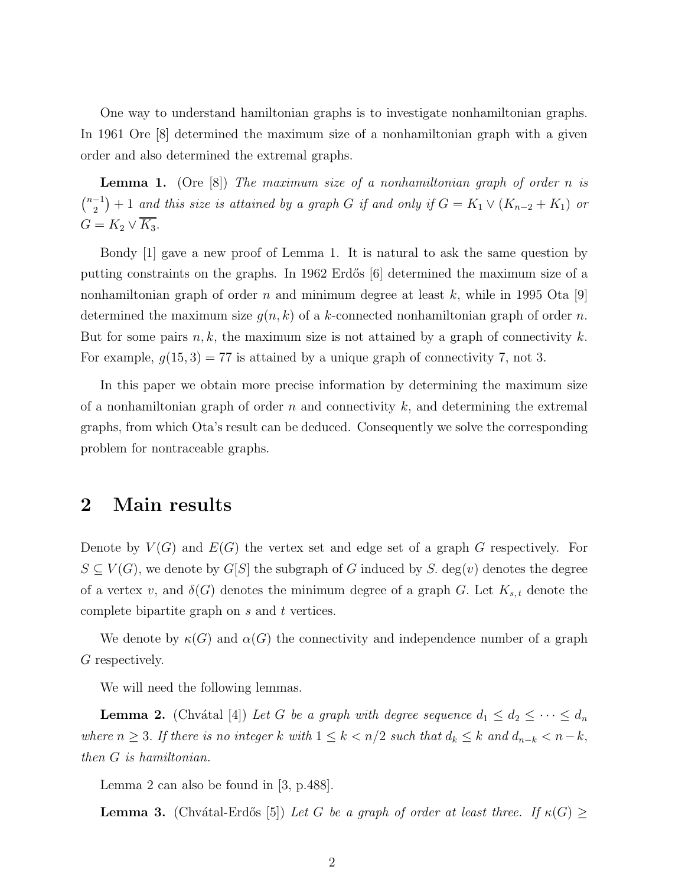One way to understand hamiltonian graphs is to investigate nonhamiltonian graphs. In 1961 Ore [8] determined the maximum size of a nonhamiltonian graph with a given order and also determined the extremal graphs.

**Lemma 1.** (Ore [8]) *The maximum size of a nonhamiltonian graph of order $n$ is $\binom{n-1}{2}+1$ and this size is attained by a graph $G$ if and only if $G = K_1 \vee (K_{n-2} + K_1)$ or $G = K_2 \vee \overline{K_3}$.*

Bondy [1] gave a new proof of Lemma 1. It is natural to ask the same question by putting constraints on the graphs. In 1962 Erdős [6] determined the maximum size of a nonhamiltonian graph of order $n$ and minimum degree at least $k$, while in 1995 Ota [9] determined the maximum size $g(n, k)$ of a $k$-connected nonhamiltonian graph of order $n$. But for some pairs $n, k$, the maximum size is not attained by a graph of connectivity $k$. For example, $g(15, 3) = 77$ is attained by a unique graph of connectivity 7, not 3.

In this paper we obtain more precise information by determining the maximum size of a nonhamiltonian graph of order $n$ and connectivity $k$, and determining the extremal graphs, from which Ota's result can be deduced. Consequently we solve the corresponding problem for nontraceable graphs.

## 2 Main results

Denote by $V(G)$ and $E(G)$ the vertex set and edge set of a graph $G$ respectively. For $S \subseteq V(G)$, we denote by $G[S]$ the subgraph of $G$ induced by $S$. $\deg(v)$ denotes the degree of a vertex $v$, and $\delta(G)$ denotes the minimum degree of a graph $G$. Let $K_{s,t}$ denote the complete bipartite graph on $s$ and $t$ vertices.

We denote by $\kappa(G)$ and $\alpha(G)$ the connectivity and independence number of a graph $G$ respectively.

We will need the following lemmas.

**Lemma 2.** (Chvátal [4]) *Let $G$ be a graph with degree sequence $d_1 \leq d_2 \leq \cdots \leq d_n$ where $n \geq 3$. If there is no integer $k$ with $1 \leq k < n/2$ such that $d_k \leq k$ and $d_{n-k} < n-k$, then $G$ is hamiltonian.*

Lemma 2 can also be found in [3, p.488].

**Lemma 3.** (Chvátal-Erdős [5]) *Let $G$ be a graph of order at least three. If $\kappa(G) \geq$*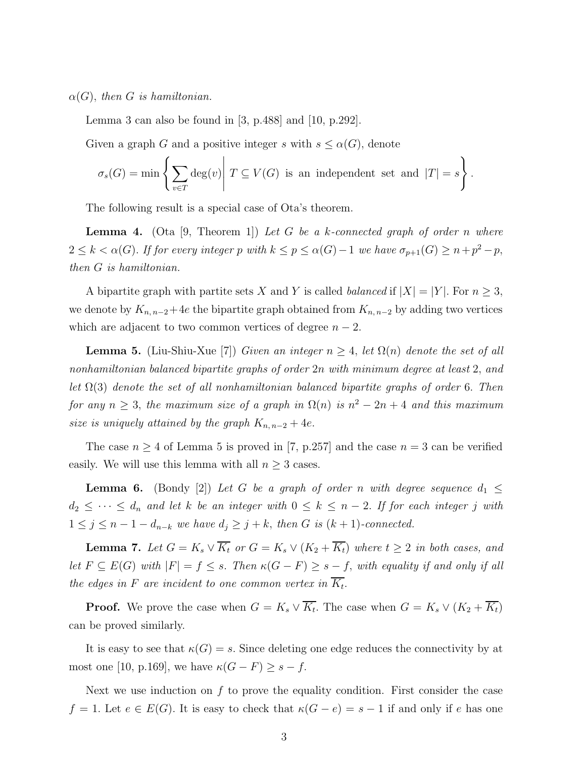$\alpha(G)$, *then $G$ is hamiltonian.*

Lemma 3 can also be found in [3, p.488] and [10, p.292].

Given a graph $G$ and a positive integer $s$ with $s \le \alpha(G)$, denote

$$\sigma_s(G) = \min \left\{ \sum_{v \in T} \deg(v) \,\middle|\, T \subseteq V(G) \text{ is an independent set and } |T| = s \right\}.$$

The following result is a special case of Ota's theorem.

**Lemma 4.** (Ota [9, Theorem 1]) *Let $G$ be a $k$-connected graph of order $n$ where $2 \le k < \alpha(G)$. If for every integer $p$ with $k \le p \le \alpha(G) - 1$ we have $\sigma_{p+1}(G) \ge n + p^2 - p$, then $G$ is hamiltonian.*

A bipartite graph with partite sets $X$ and $Y$ is called *balanced* if $|X| = |Y|$. For $n \ge 3$, we denote by $K_{n,n-2} + 4e$ the bipartite graph obtained from $K_{n,n-2}$ by adding two vertices which are adjacent to two common vertices of degree $n-2$.

**Lemma 5.** (Liu-Shiu-Xue [7]) *Given an integer $n \ge 4$, let $\Omega(n)$ denote the set of all nonhamiltonian balanced bipartite graphs of order $2n$ with minimum degree at least $2$, and let $\Omega(3)$ denote the set of all nonhamiltonian balanced bipartite graphs of order $6$. Then for any $n \ge 3$, the maximum size of a graph in $\Omega(n)$ is $n^2 - 2n + 4$ and this maximum size is uniquely attained by the graph $K_{n,n-2} + 4e$.*

The case $n \ge 4$ of Lemma 5 is proved in [7, p.257] and the case $n = 3$ can be verified easily. We will use this lemma with all $n \ge 3$ cases.

**Lemma 6.** (Bondy [2]) *Let $G$ be a graph of order $n$ with degree sequence $d_1 \le d_2 \le \cdots \le d_n$ and let $k$ be an integer with $0 \le k \le n-2$. If for each integer $j$ with $1 \le j \le n - 1 - d_{n-k}$ we have $d_j \ge j + k$, then $G$ is $(k+1)$-connected.*

**Lemma 7.** *Let $G = K_s \vee \overline{K_t}$ or $G = K_s \vee (K_2 + \overline{K_t})$ where $t \ge 2$ in both cases, and let $F \subseteq E(G)$ with $|F| = f \le s$. Then $\kappa(G - F) \ge s - f$, with equality if and only if all the edges in $F$ are incident to one common vertex in $\overline{K_t}$.*

**Proof.** We prove the case when $G = K_s \vee \overline{K_t}$. The case when $G = K_s \vee (K_2 + \overline{K_t})$ can be proved similarly.

It is easy to see that $\kappa(G) = s$. Since deleting one edge reduces the connectivity by at most one [10, p.169], we have $\kappa(G - F) \ge s - f$.

Next we use induction on $f$ to prove the equality condition. First consider the case $f = 1$. Let $e \in E(G)$. It is easy to check that $\kappa(G - e) = s - 1$ if and only if $e$ has one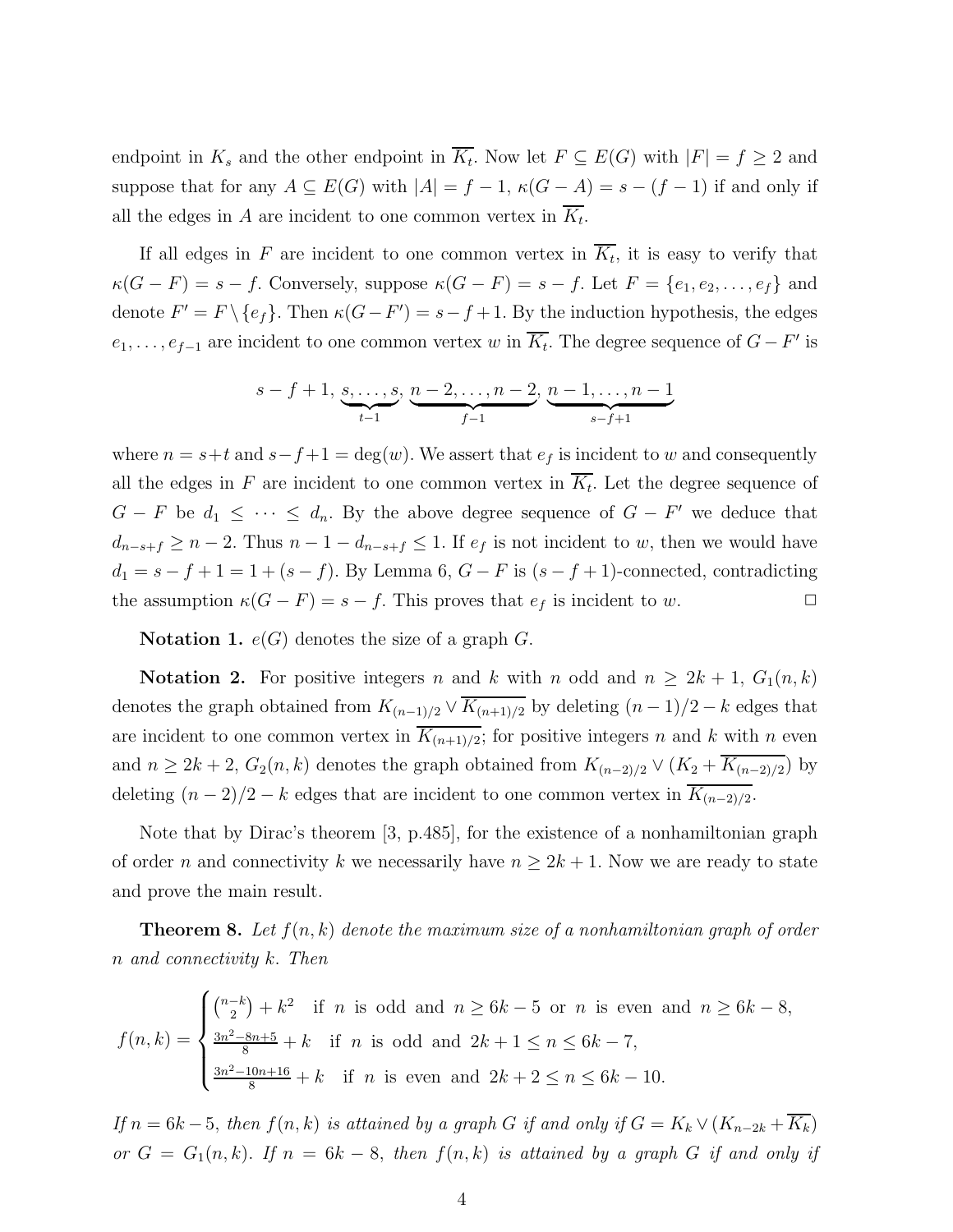endpoint in $K_s$ and the other endpoint in $\overline{K_t}$. Now let $F \subseteq E(G)$ with $|F| = f \geq 2$ and suppose that for any $A \subseteq E(G)$ with $|A| = f-1$, $\kappa(G-A) = s-(f-1)$ if and only if all the edges in $A$ are incident to one common vertex in $\overline{K_t}$.

If all edges in $F$ are incident to one common vertex in $\overline{K_t}$, it is easy to verify that $\kappa(G-F) = s-f$. Conversely, suppose $\kappa(G-F) = s-f$. Let $F = \{e_1, e_2, \ldots, e_f\}$ and denote $F' = F \setminus \{e_f\}$. Then $\kappa(G-F') = s-f+1$. By the induction hypothesis, the edges $e_1, \ldots, e_{f-1}$ are incident to one common vertex $w$ in $\overline{K_t}$. The degree sequence of $G-F'$ is

$$s-f+1,\ \underbrace{s, \ldots, s}_{t-1},\ \underbrace{n-2, \ldots, n-2}_{f-1},\ \underbrace{n-1, \ldots, n-1}_{s-f+1}$$

where $n = s+t$ and $s-f+1 = \deg(w)$. We assert that $e_f$ is incident to $w$ and consequently all the edges in $F$ are incident to one common vertex in $\overline{K_t}$. Let the degree sequence of $G-F$ be $d_1 \leq \cdots \leq d_n$. By the above degree sequence of $G-F'$ we deduce that $d_{n-s+f} \geq n-2$. Thus $n-1-d_{n-s+f} \leq 1$. If $e_f$ is not incident to $w$, then we would have $d_1 = s-f+1 = 1+(s-f)$. By Lemma 6, $G-F$ is $(s-f+1)$-connected, contradicting the assumption $\kappa(G-F) = s-f$. This proves that $e_f$ is incident to $w$. $\square$

**Notation 1.** $e(G)$ denotes the size of a graph $G$.

**Notation 2.** For positive integers $n$ and $k$ with $n$ odd and $n \geq 2k+1$, $G_1(n,k)$ denotes the graph obtained from $K_{(n-1)/2} \vee \overline{K_{(n+1)/2}}$ by deleting $(n-1)/2-k$ edges that are incident to one common vertex in $\overline{K_{(n+1)/2}}$; for positive integers $n$ and $k$ with $n$ even and $n \geq 2k+2$, $G_2(n,k)$ denotes the graph obtained from $K_{(n-2)/2} \vee (K_2 + \overline{K_{(n-2)/2}})$ by deleting $(n-2)/2-k$ edges that are incident to one common vertex in $\overline{K_{(n-2)/2}}$.

Note that by Dirac's theorem [3, p.485], for the existence of a nonhamiltonian graph of order $n$ and connectivity $k$ we necessarily have $n \geq 2k+1$. Now we are ready to state and prove the main result.

**Theorem 8.** *Let $f(n,k)$ denote the maximum size of a nonhamiltonian graph of order $n$ and connectivity $k$. Then*

$$f(n,k) = \begin{cases} \binom{n-k}{2} + k^2 & \text{if } n \text{ is odd and } n \geq 6k-5 \text{ or } n \text{ is even and } n \geq 6k-8, \\ \frac{3n^2-8n+5}{8} + k & \text{if } n \text{ is odd and } 2k+1 \leq n \leq 6k-7, \\ \frac{3n^2-10n+16}{8} + k & \text{if } n \text{ is even and } 2k+2 \leq n \leq 6k-10. \end{cases}$$

*If $n = 6k-5$, then $f(n,k)$ is attained by a graph $G$ if and only if $G = K_k \vee (K_{n-2k} + \overline{K_k})$ or $G = G_1(n,k)$. If $n = 6k-8$, then $f(n,k)$ is attained by a graph $G$ if and only if*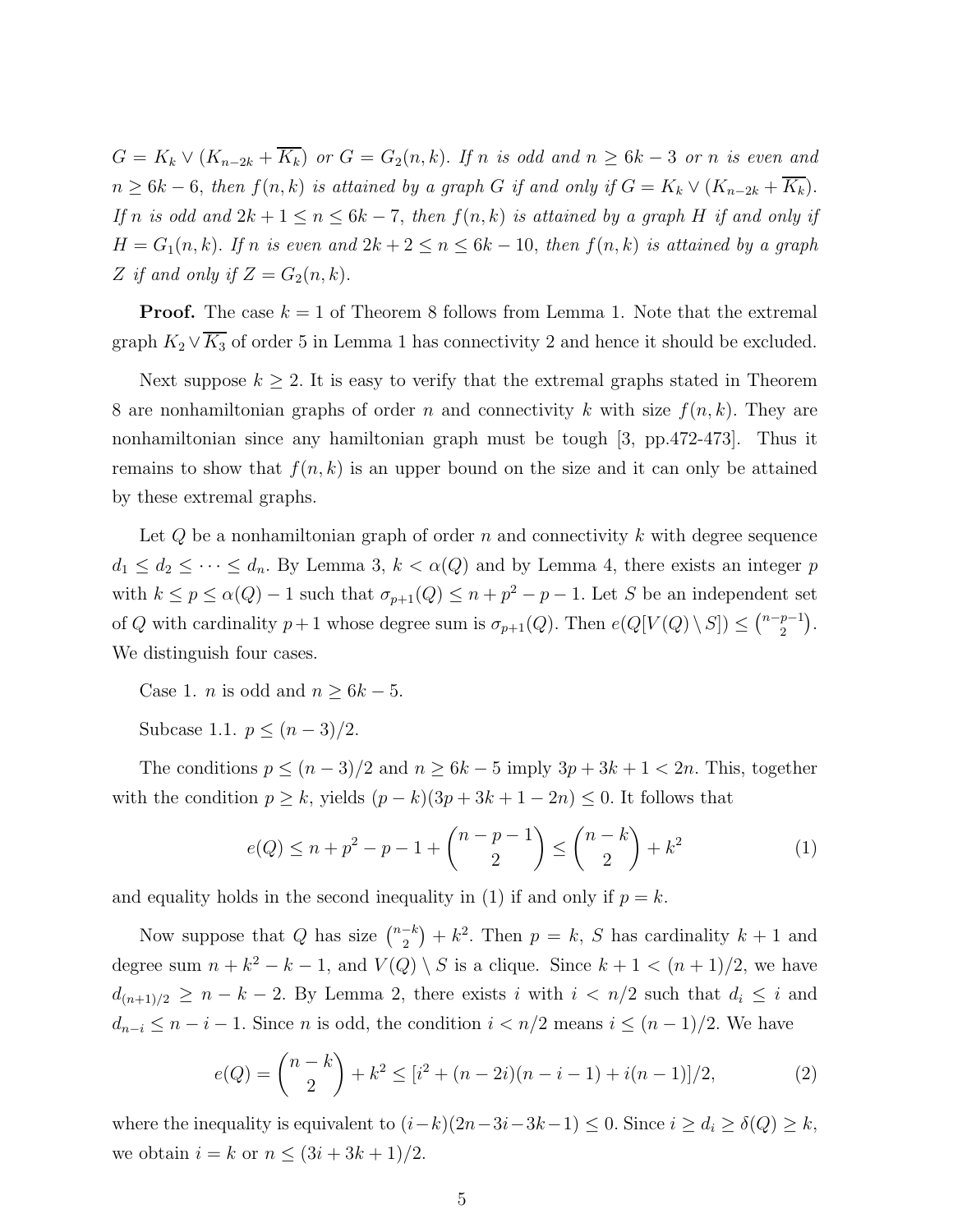*$G = K_k \vee (K_{n-2k} + \overline{K_k})$ or $G = G_2(n,k)$. If $n$ is odd and $n \geq 6k-3$ or $n$ is even and $n \geq 6k-6$, then $f(n,k)$ is attained by a graph $G$ if and only if $G = K_k \vee (K_{n-2k} + \overline{K_k})$. If $n$ is odd and $2k+1 \leq n \leq 6k-7$, then $f(n,k)$ is attained by a graph $H$ if and only if $H = G_1(n,k)$. If $n$ is even and $2k+2 \leq n \leq 6k-10$, then $f(n,k)$ is attained by a graph $Z$ if and only if $Z = G_2(n,k)$.*

**Proof.** The case $k = 1$ of Theorem 8 follows from Lemma 1. Note that the extremal graph $K_2 \vee \overline{K_3}$ of order 5 in Lemma 1 has connectivity 2 and hence it should be excluded.

Next suppose $k \geq 2$. It is easy to verify that the extremal graphs stated in Theorem 8 are nonhamiltonian graphs of order $n$ and connectivity $k$ with size $f(n,k)$. They are nonhamiltonian since any hamiltonian graph must be tough [3, pp.472-473]. Thus it remains to show that $f(n,k)$ is an upper bound on the size and it can only be attained by these extremal graphs.

Let $Q$ be a nonhamiltonian graph of order $n$ and connectivity $k$ with degree sequence $d_1 \leq d_2 \leq \cdots \leq d_n$. By Lemma 3, $k < \alpha(Q)$ and by Lemma 4, there exists an integer $p$ with $k \leq p \leq \alpha(Q) - 1$ such that $\sigma_{p+1}(Q) \leq n + p^2 - p - 1$. Let $S$ be an independent set of $Q$ with cardinality $p+1$ whose degree sum is $\sigma_{p+1}(Q)$. Then $e(Q[V(Q) \setminus S]) \leq \binom{n-p-1}{2}$. We distinguish four cases.

Case 1. $n$ is odd and $n \geq 6k-5$.

Subcase 1.1. $p \leq (n-3)/2$.

The conditions $p \leq (n-3)/2$ and $n \geq 6k-5$ imply $3p + 3k + 1 < 2n$. This, together with the condition $p \geq k$, yields $(p-k)(3p+3k+1-2n) \leq 0$. It follows that

$$e(Q) \leq n + p^2 - p - 1 + \binom{n-p-1}{2} \leq \binom{n-k}{2} + k^2 \tag{1}$$

and equality holds in the second inequality in (1) if and only if $p = k$.

Now suppose that $Q$ has size $\binom{n-k}{2} + k^2$. Then $p = k$, $S$ has cardinality $k+1$ and degree sum $n + k^2 - k - 1$, and $V(Q) \setminus S$ is a clique. Since $k + 1 < (n+1)/2$, we have $d_{(n+1)/2} \geq n - k - 2$. By Lemma 2, there exists $i$ with $i < n/2$ such that $d_i \leq i$ and $d_{n-i} \leq n - i - 1$. Since $n$ is odd, the condition $i < n/2$ means $i \leq (n-1)/2$. We have

$$e(Q) = \binom{n-k}{2} + k^2 \leq [i^2 + (n-2i)(n-i-1) + i(n-1)]/2, \tag{2}$$

where the inequality is equivalent to $(i-k)(2n-3i-3k-1) \leq 0$. Since $i \geq d_i \geq \delta(Q) \geq k$, we obtain $i = k$ or $n \leq (3i+3k+1)/2$.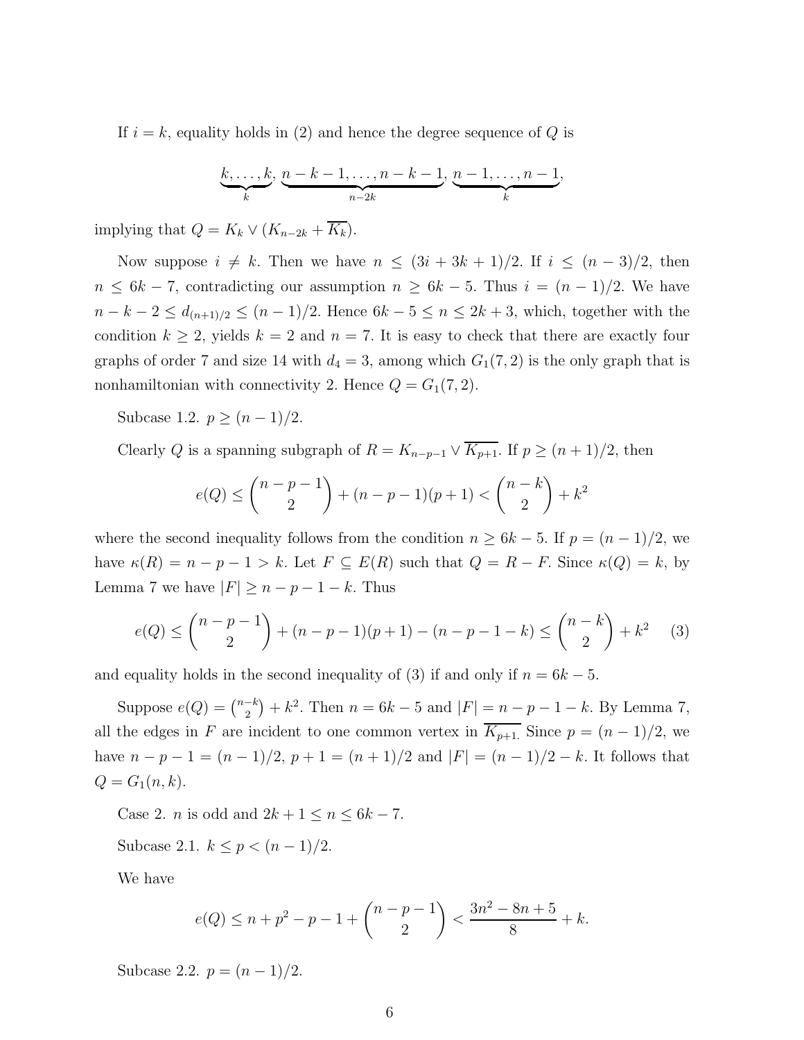If $i = k$, equality holds in (2) and hence the degree sequence of $Q$ is

$$\underbrace{k, \ldots, k}_{k}, \underbrace{n-k-1, \ldots, n-k-1}_{n-2k}, \underbrace{n-1, \ldots, n-1}_{k},$$

implying that $Q = K_k \vee (K_{n-2k} + \overline{K_k})$.

Now suppose $i \neq k$. Then we have $n \leq (3i + 3k + 1)/2$. If $i \leq (n-3)/2$, then $n \leq 6k - 7$, contradicting our assumption $n \geq 6k - 5$. Thus $i = (n-1)/2$. We have $n - k - 2 \leq d_{(n+1)/2} \leq (n-1)/2$. Hence $6k - 5 \leq n \leq 2k + 3$, which, together with the condition $k \geq 2$, yields $k = 2$ and $n = 7$. It is easy to check that there are exactly four graphs of order 7 and size 14 with $d_4 = 3$, among which $G_1(7, 2)$ is the only graph that is nonhamiltonian with connectivity 2. Hence $Q = G_1(7, 2)$.

Subcase 1.2. $p \geq (n-1)/2$.

Clearly $Q$ is a spanning subgraph of $R = K_{n-p-1} \vee \overline{K_{p+1}}$. If $p \geq (n+1)/2$, then

$$e(Q) \leq \binom{n-p-1}{2} + (n-p-1)(p+1) < \binom{n-k}{2} + k^2$$

where the second inequality follows from the condition $n \geq 6k - 5$. If $p = (n-1)/2$, we have $\kappa(R) = n - p - 1 > k$. Let $F \subseteq E(R)$ such that $Q = R - F$. Since $\kappa(Q) = k$, by Lemma 7 we have $|F| \geq n - p - 1 - k$. Thus

$$e(Q) \leq \binom{n-p-1}{2} + (n-p-1)(p+1) - (n-p-1-k) \leq \binom{n-k}{2} + k^2 \qquad (3)$$

and equality holds in the second inequality of (3) if and only if $n = 6k - 5$.

Suppose $e(Q) = \binom{n-k}{2} + k^2$. Then $n = 6k - 5$ and $|F| = n - p - 1 - k$. By Lemma 7, all the edges in $F$ are incident to one common vertex in $\overline{K_{p+1}}$. Since $p = (n-1)/2$, we have $n - p - 1 = (n-1)/2$, $p + 1 = (n+1)/2$ and $|F| = (n-1)/2 - k$. It follows that $Q = G_1(n, k)$.

Case 2. $n$ is odd and $2k + 1 \leq n \leq 6k - 7$.

Subcase 2.1. $k \leq p < (n-1)/2$.

We have

$$e(Q) \leq n + p^2 - p - 1 + \binom{n-p-1}{2} < \frac{3n^2 - 8n + 5}{8} + k.$$

Subcase 2.2. $p = (n-1)/2$.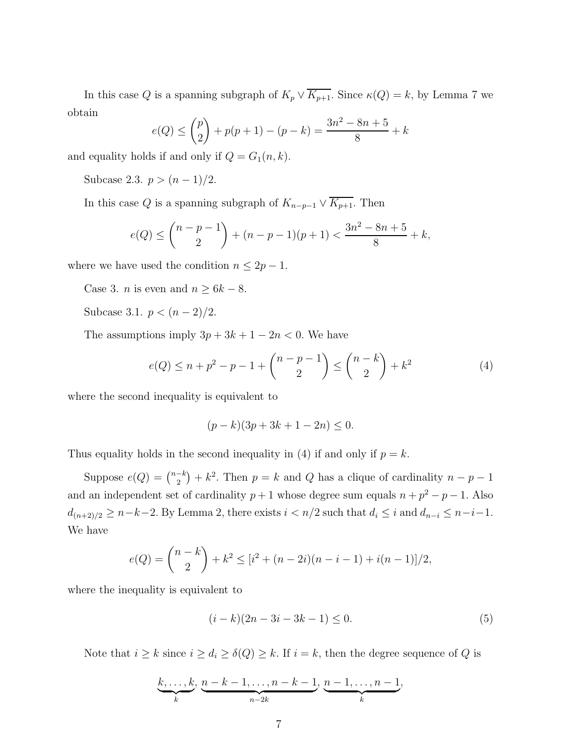In this case $Q$ is a spanning subgraph of $K_p \vee \overline{K_{p+1}}$. Since $\kappa(Q) = k$, by Lemma 7 we obtain

$$e(Q) \leq \binom{p}{2} + p(p+1) - (p-k) = \frac{3n^2 - 8n + 5}{8} + k$$

and equality holds if and only if $Q = G_1(n, k)$.

Subcase 2.3. $p > (n-1)/2$.

In this case $Q$ is a spanning subgraph of $K_{n-p-1} \vee \overline{K_{p+1}}$. Then

$$e(Q) \leq \binom{n-p-1}{2} + (n-p-1)(p+1) < \frac{3n^2 - 8n + 5}{8} + k,$$

where we have used the condition $n \leq 2p - 1$.

Case 3. $n$ is even and $n \geq 6k - 8$.

Subcase 3.1. $p < (n-2)/2$.

The assumptions imply $3p + 3k + 1 - 2n < 0$. We have

$$e(Q) \leq n + p^2 - p - 1 + \binom{n-p-1}{2} \leq \binom{n-k}{2} + k^2 \tag{4}$$

where the second inequality is equivalent to

$$(p-k)(3p + 3k + 1 - 2n) \leq 0.$$

Thus equality holds in the second inequality in (4) if and only if $p = k$.

Suppose $e(Q) = \binom{n-k}{2} + k^2$. Then $p = k$ and $Q$ has a clique of cardinality $n - p - 1$ and an independent set of cardinality $p + 1$ whose degree sum equals $n + p^2 - p - 1$. Also $d_{(n+2)/2} \geq n - k - 2$. By Lemma 2, there exists $i < n/2$ such that $d_i \leq i$ and $d_{n-i} \leq n - i - 1$. We have

$$e(Q) = \binom{n-k}{2} + k^2 \leq [i^2 + (n-2i)(n-i-1) + i(n-1)]/2,$$

where the inequality is equivalent to

$$(i-k)(2n - 3i - 3k - 1) \leq 0. \tag{5}$$

Note that $i \geq k$ since $i \geq d_i \geq \delta(Q) \geq k$. If $i = k$, then the degree sequence of $Q$ is

$$\underbrace{k, \ldots, k}_{k}, \underbrace{n-k-1, \ldots, n-k-1}_{n-2k}, \underbrace{n-1, \ldots, n-1}_{k},$$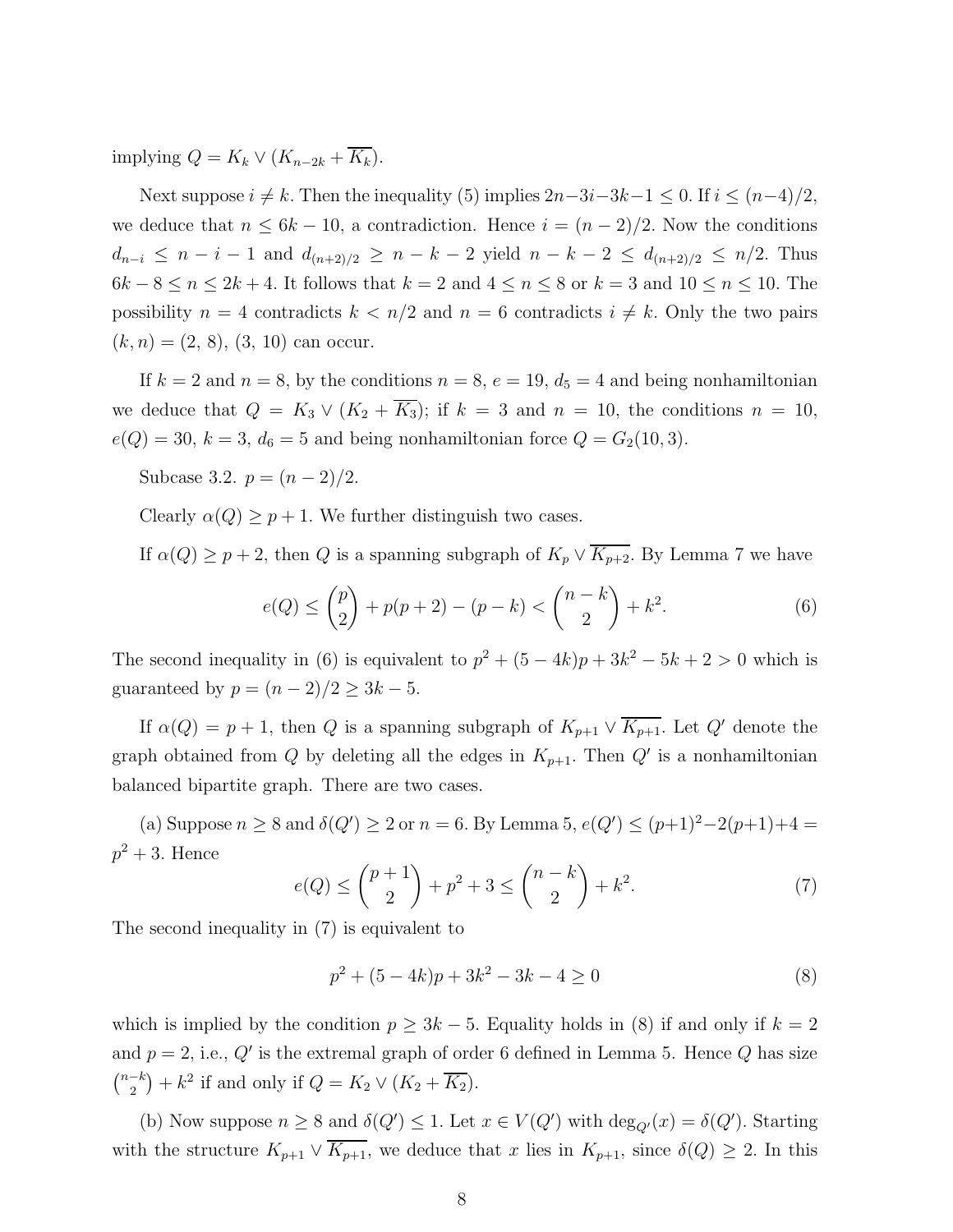implying $Q = K_k \vee (K_{n-2k} + \overline{K_k})$.

Next suppose $i \neq k$. Then the inequality (5) implies $2n-3i-3k-1 \leq 0$. If $i \leq (n-4)/2$, we deduce that $n \leq 6k-10$, a contradiction. Hence $i = (n-2)/2$. Now the conditions $d_{n-i} \leq n-i-1$ and $d_{(n+2)/2} \geq n-k-2$ yield $n-k-2 \leq d_{(n+2)/2} \leq n/2$. Thus $6k-8 \leq n \leq 2k+4$. It follows that $k = 2$ and $4 \leq n \leq 8$ or $k = 3$ and $10 \leq n \leq 10$. The possibility $n = 4$ contradicts $k < n/2$ and $n = 6$ contradicts $i \neq k$. Only the two pairs $(k, n) = (2, 8), (3, 10)$ can occur.

If $k = 2$ and $n = 8$, by the conditions $n = 8$, $e = 19$, $d_5 = 4$ and being nonhamiltonian we deduce that $Q = K_3 \vee (K_2 + \overline{K_3})$; if $k = 3$ and $n = 10$, the conditions $n = 10$, $e(Q) = 30$, $k = 3$, $d_6 = 5$ and being nonhamiltonian force $Q = G_2(10, 3)$.

Subcase 3.2. $p = (n-2)/2$.

Clearly $\alpha(Q) \geq p+1$. We further distinguish two cases.

If $\alpha(Q) \geq p+2$, then $Q$ is a spanning subgraph of $K_p \vee \overline{K_{p+2}}$. By Lemma 7 we have

$$e(Q) \leq \binom{p}{2} + p(p+2) - (p-k) < \binom{n-k}{2} + k^2. \tag{6}$$

The second inequality in (6) is equivalent to $p^2 + (5-4k)p + 3k^2 - 5k + 2 > 0$ which is guaranteed by $p = (n-2)/2 \geq 3k-5$.

If $\alpha(Q) = p+1$, then $Q$ is a spanning subgraph of $K_{p+1} \vee \overline{K_{p+1}}$. Let $Q'$ denote the graph obtained from $Q$ by deleting all the edges in $K_{p+1}$. Then $Q'$ is a nonhamiltonian balanced bipartite graph. There are two cases.

(a) Suppose $n \geq 8$ and $\delta(Q') \geq 2$ or $n = 6$. By Lemma 5, $e(Q') \leq (p+1)^2 - 2(p+1) + 4 = p^2 + 3$. Hence

$$e(Q) \leq \binom{p+1}{2} + p^2 + 3 \leq \binom{n-k}{2} + k^2. \tag{7}$$

The second inequality in (7) is equivalent to

$$p^2 + (5-4k)p + 3k^2 - 3k - 4 \geq 0 \tag{8}$$

which is implied by the condition $p \geq 3k-5$. Equality holds in (8) if and only if $k = 2$ and $p = 2$, i.e., $Q'$ is the extremal graph of order 6 defined in Lemma 5. Hence $Q$ has size $\binom{n-k}{2} + k^2$ if and only if $Q = K_2 \vee (K_2 + \overline{K_2})$.

(b) Now suppose $n \geq 8$ and $\delta(Q') \leq 1$. Let $x \in V(Q')$ with $\deg_{Q'}(x) = \delta(Q')$. Starting with the structure $K_{p+1} \vee \overline{K_{p+1}}$, we deduce that $x$ lies in $K_{p+1}$, since $\delta(Q) \geq 2$. In this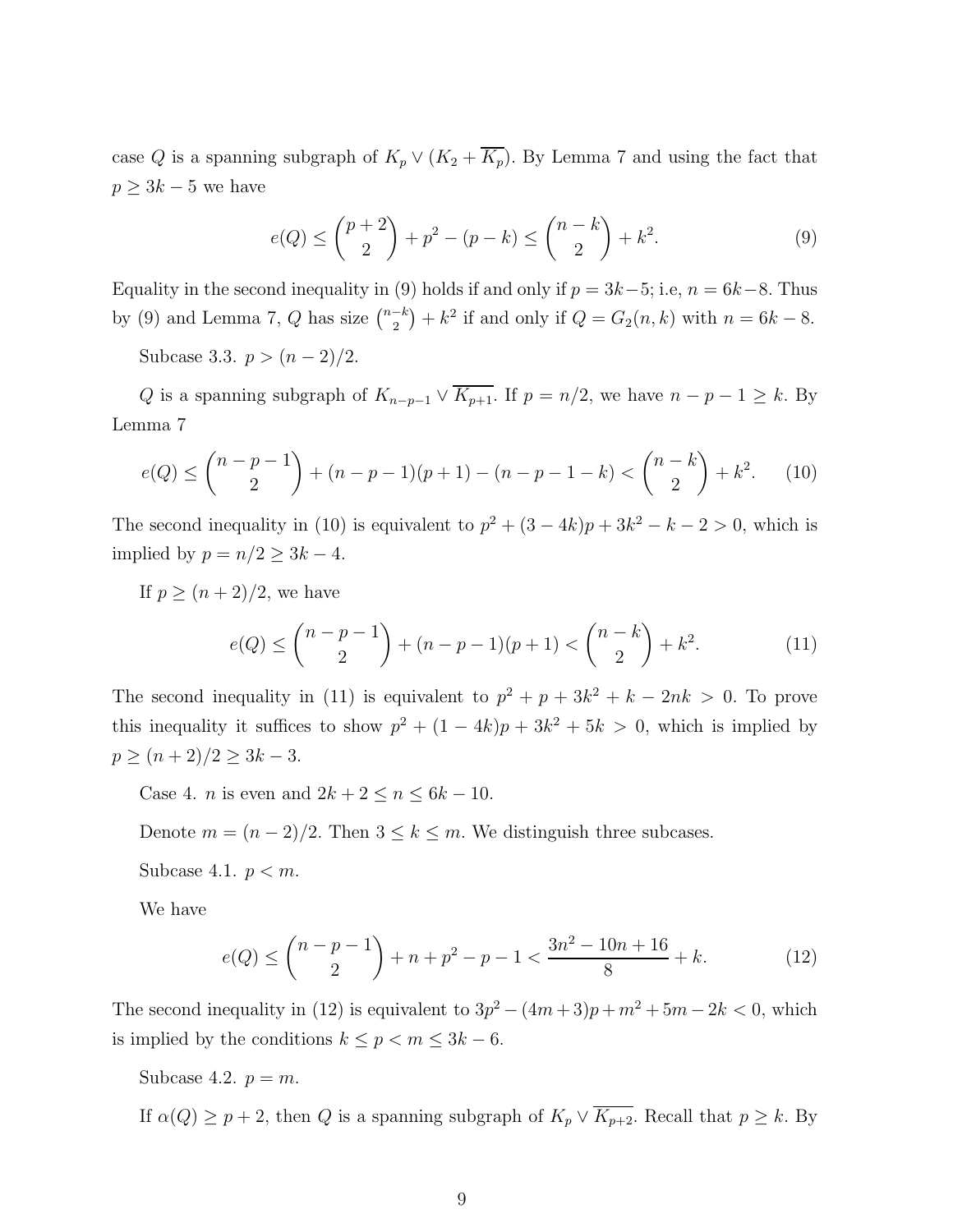case $Q$ is a spanning subgraph of $K_p \vee (K_2 + \overline{K_p})$. By Lemma 7 and using the fact that $p \geq 3k - 5$ we have

$$e(Q) \leq \binom{p+2}{2} + p^2 - (p-k) \leq \binom{n-k}{2} + k^2. \tag{9}$$

Equality in the second inequality in (9) holds if and only if $p = 3k-5$; i.e, $n = 6k-8$. Thus by (9) and Lemma 7, $Q$ has size $\binom{n-k}{2} + k^2$ if and only if $Q = G_2(n,k)$ with $n = 6k-8$.

Subcase 3.3. $p > (n-2)/2$.

$Q$ is a spanning subgraph of $K_{n-p-1} \vee \overline{K_{p+1}}$. If $p = n/2$, we have $n - p - 1 \geq k$. By Lemma 7

$$e(Q) \leq \binom{n-p-1}{2} + (n-p-1)(p+1) - (n-p-1-k) < \binom{n-k}{2} + k^2. \tag{10}$$

The second inequality in (10) is equivalent to $p^2 + (3-4k)p + 3k^2 - k - 2 > 0$, which is implied by $p = n/2 \geq 3k - 4$.

If $p \geq (n+2)/2$, we have

$$e(Q) \leq \binom{n-p-1}{2} + (n-p-1)(p+1) < \binom{n-k}{2} + k^2. \tag{11}$$

The second inequality in (11) is equivalent to $p^2 + p + 3k^2 + k - 2nk > 0$. To prove this inequality it suffices to show $p^2 + (1-4k)p + 3k^2 + 5k > 0$, which is implied by $p \geq (n+2)/2 \geq 3k - 3$.

Case 4. $n$ is even and $2k + 2 \leq n \leq 6k - 10$.

Denote $m = (n-2)/2$. Then $3 \leq k \leq m$. We distinguish three subcases.

Subcase 4.1. $p < m$.

We have

$$e(Q) \leq \binom{n-p-1}{2} + n + p^2 - p - 1 < \frac{3n^2 - 10n + 16}{8} + k. \tag{12}$$

The second inequality in (12) is equivalent to $3p^2 - (4m+3)p + m^2 + 5m - 2k < 0$, which is implied by the conditions $k \leq p < m \leq 3k - 6$.

Subcase 4.2. $p = m$.

If $\alpha(Q) \geq p + 2$, then $Q$ is a spanning subgraph of $K_p \vee \overline{K_{p+2}}$. Recall that $p \geq k$. By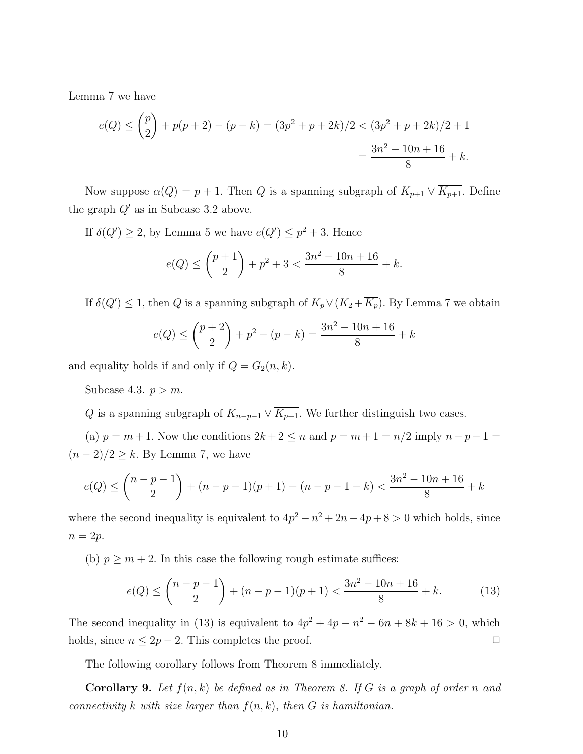Lemma 7 we have

$$e(Q) \leq \binom{p}{2} + p(p+2) - (p-k) = (3p^2+p+2k)/2 < (3p^2+p+2k)/2 + 1$$
$$= \frac{3n^2-10n+16}{8} + k.$$

Now suppose $\alpha(Q) = p+1$. Then $Q$ is a spanning subgraph of $K_{p+1} \vee \overline{K_{p+1}}$. Define the graph $Q'$ as in Subcase 3.2 above.

If $\delta(Q') \geq 2$, by Lemma 5 we have $e(Q') \leq p^2 + 3$. Hence

$$e(Q) \leq \binom{p+1}{2} + p^2 + 3 < \frac{3n^2-10n+16}{8} + k.$$

If $\delta(Q') \leq 1$, then $Q$ is a spanning subgraph of $K_p \vee (K_2 + \overline{K_p})$. By Lemma 7 we obtain

$$e(Q) \leq \binom{p+2}{2} + p^2 - (p-k) = \frac{3n^2-10n+16}{8} + k$$

and equality holds if and only if $Q = G_2(n,k)$.

Subcase 4.3. $p > m$.

$Q$ is a spanning subgraph of $K_{n-p-1} \vee \overline{K_{p+1}}$. We further distinguish two cases.

(a) $p = m+1$. Now the conditions $2k+2 \leq n$ and $p = m+1 = n/2$ imply $n-p-1 = (n-2)/2 \geq k$. By Lemma 7, we have

$$e(Q) \leq \binom{n-p-1}{2} + (n-p-1)(p+1) - (n-p-1-k) < \frac{3n^2-10n+16}{8} + k$$

where the second inequality is equivalent to $4p^2 - n^2 + 2n - 4p + 8 > 0$ which holds, since $n = 2p$.

(b) $p \geq m+2$. In this case the following rough estimate suffices:

$$e(Q) \leq \binom{n-p-1}{2} + (n-p-1)(p+1) < \frac{3n^2-10n+16}{8} + k. \tag{13}$$

The second inequality in (13) is equivalent to $4p^2 + 4p - n^2 - 6n + 8k + 16 > 0$, which holds, since $n \leq 2p-2$. This completes the proof. □

The following corollary follows from Theorem 8 immediately.

**Corollary 9.** *Let $f(n,k)$ be defined as in Theorem 8. If $G$ is a graph of order $n$ and connectivity $k$ with size larger than $f(n,k)$, then $G$ is hamiltonian.*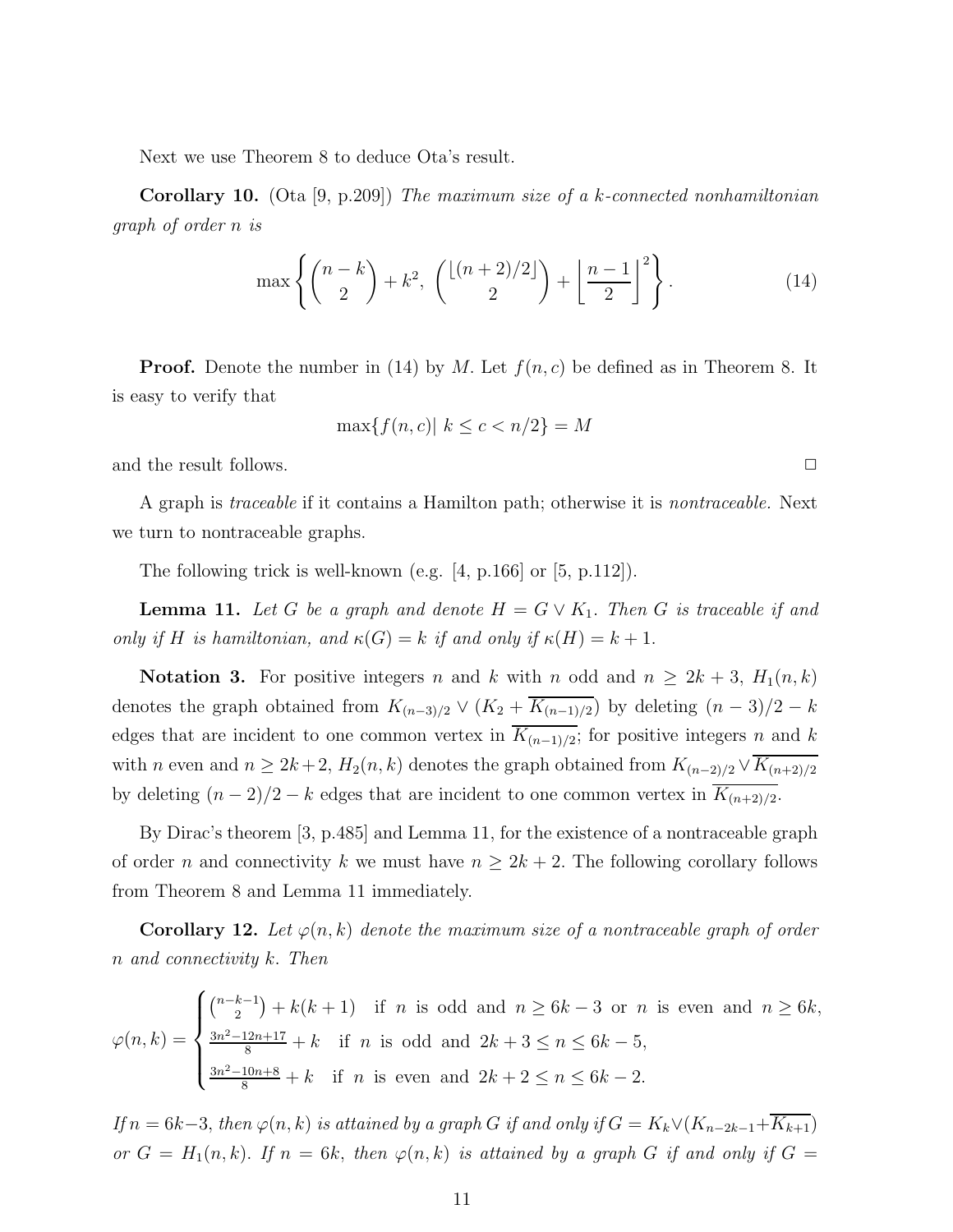Next we use Theorem 8 to deduce Ota's result.

**Corollary 10.** (Ota [9, p.209]) *The maximum size of a k-connected nonhamiltonian graph of order n is*

$$\max\left\{\binom{n-k}{2}+k^2,\ \binom{\lfloor (n+2)/2\rfloor}{2}+\left\lfloor\frac{n-1}{2}\right\rfloor^2\right\}. \tag{14}$$

**Proof.** Denote the number in (14) by $M$. Let $f(n,c)$ be defined as in Theorem 8. It is easy to verify that

$$\max\{f(n,c)|\ k\le c<n/2\}=M$$

and the result follows. $\square$

A graph is *traceable* if it contains a Hamilton path; otherwise it is *nontraceable.* Next we turn to nontraceable graphs.

The following trick is well-known (e.g. [4, p.166] or [5, p.112]).

**Lemma 11.** *Let $G$ be a graph and denote $H=G\vee K_1$. Then $G$ is traceable if and only if $H$ is hamiltonian, and $\kappa(G)=k$ if and only if $\kappa(H)=k+1$.*

**Notation 3.** For positive integers $n$ and $k$ with $n$ odd and $n\ge 2k+3$, $H_1(n,k)$ denotes the graph obtained from $K_{(n-3)/2}\vee(K_2+\overline{K_{(n-1)/2}})$ by deleting $(n-3)/2-k$ edges that are incident to one common vertex in $\overline{K_{(n-1)/2}}$; for positive integers $n$ and $k$ with $n$ even and $n\ge 2k+2$, $H_2(n,k)$ denotes the graph obtained from $K_{(n-2)/2}\vee\overline{K_{(n+2)/2}}$ by deleting $(n-2)/2-k$ edges that are incident to one common vertex in $\overline{K_{(n+2)/2}}$.

By Dirac's theorem [3, p.485] and Lemma 11, for the existence of a nontraceable graph of order $n$ and connectivity $k$ we must have $n\ge 2k+2$. The following corollary follows from Theorem 8 and Lemma 11 immediately.

**Corollary 12.** *Let $\varphi(n,k)$ denote the maximum size of a nontraceable graph of order $n$ and connectivity $k$. Then*

$$\varphi(n,k)=\begin{cases}\binom{n-k-1}{2}+k(k+1) & \text{if } n \text{ is odd and } n\ge 6k-3 \text{ or } n \text{ is even and } n\ge 6k,\\ \frac{3n^2-12n+17}{8}+k & \text{if } n \text{ is odd and } 2k+3\le n\le 6k-5,\\ \frac{3n^2-10n+8}{8}+k & \text{if } n \text{ is even and } 2k+2\le n\le 6k-2.\end{cases}$$

*If $n=6k-3$, then $\varphi(n,k)$ is attained by a graph $G$ if and only if $G=K_k\vee(K_{n-2k-1}+\overline{K_{k+1}})$ or $G=H_1(n,k)$. If $n=6k$, then $\varphi(n,k)$ is attained by a graph $G$ if and only if $G=$*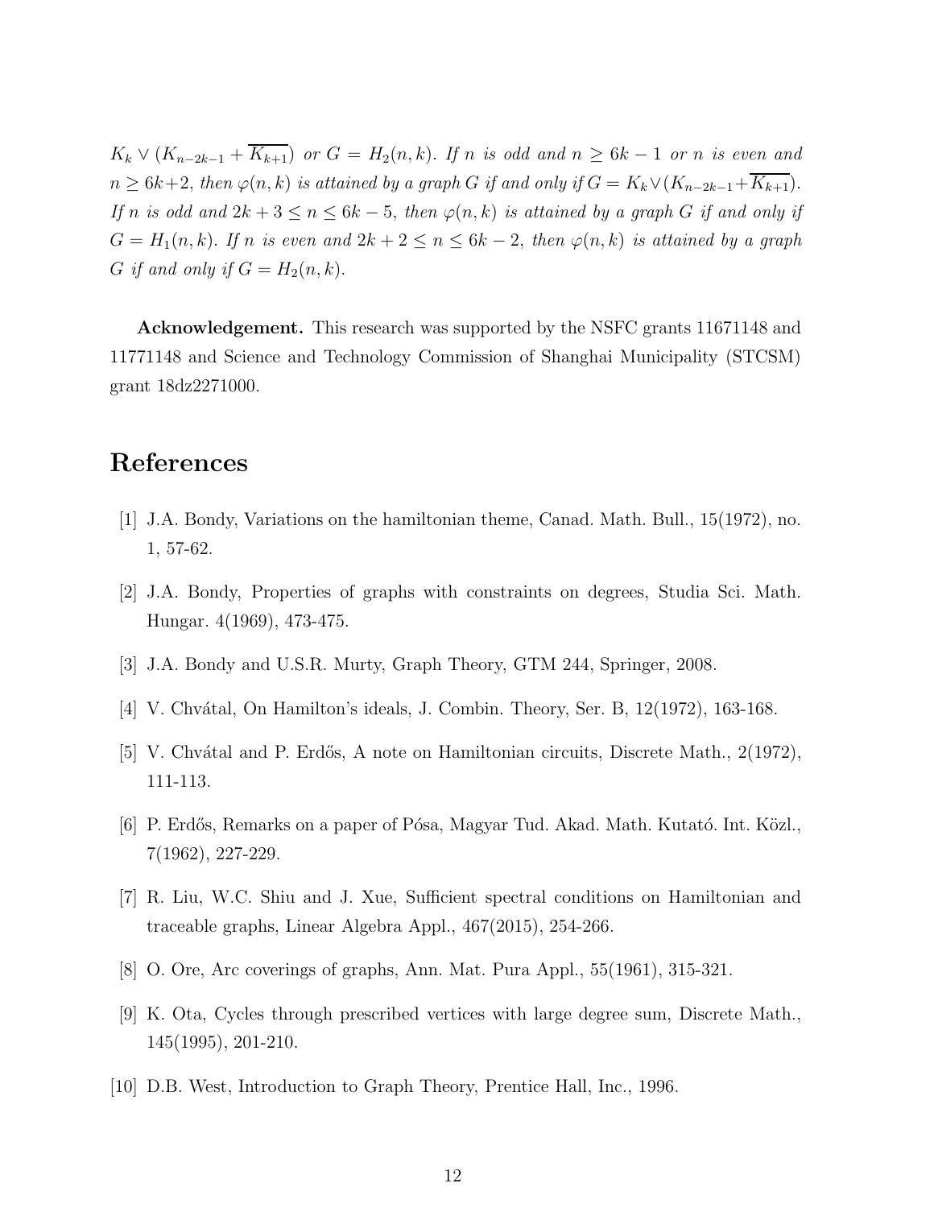*$K_k \vee (K_{n-2k-1} + \overline{K_{k+1}})$ or $G = H_2(n,k)$. If $n$ is odd and $n \geq 6k-1$ or $n$ is even and $n \geq 6k+2$, then $\varphi(n,k)$ is attained by a graph $G$ if and only if $G = K_k \vee (K_{n-2k-1} + \overline{K_{k+1}})$. If $n$ is odd and $2k+3 \leq n \leq 6k-5$, then $\varphi(n,k)$ is attained by a graph $G$ if and only if $G = H_1(n,k)$. If $n$ is even and $2k+2 \leq n \leq 6k-2$, then $\varphi(n,k)$ is attained by a graph $G$ if and only if $G = H_2(n,k)$.*

**Acknowledgement.** This research was supported by the NSFC grants 11671148 and 11771148 and Science and Technology Commission of Shanghai Municipality (STCSM) grant 18dz2271000.

# References

[1] J.A. Bondy, Variations on the hamiltonian theme, Canad. Math. Bull., 15(1972), no. 1, 57-62.

[2] J.A. Bondy, Properties of graphs with constraints on degrees, Studia Sci. Math. Hungar. 4(1969), 473-475.

[3] J.A. Bondy and U.S.R. Murty, Graph Theory, GTM 244, Springer, 2008.

[4] V. Chvátal, On Hamilton's ideals, J. Combin. Theory, Ser. B, 12(1972), 163-168.

[5] V. Chvátal and P. Erdős, A note on Hamiltonian circuits, Discrete Math., 2(1972), 111-113.

[6] P. Erdős, Remarks on a paper of Pósa, Magyar Tud. Akad. Math. Kutató. Int. Közl., 7(1962), 227-229.

[7] R. Liu, W.C. Shiu and J. Xue, Sufficient spectral conditions on Hamiltonian and traceable graphs, Linear Algebra Appl., 467(2015), 254-266.

[8] O. Ore, Arc coverings of graphs, Ann. Mat. Pura Appl., 55(1961), 315-321.

[9] K. Ota, Cycles through prescribed vertices with large degree sum, Discrete Math., 145(1995), 201-210.

[10] D.B. West, Introduction to Graph Theory, Prentice Hall, Inc., 1996.